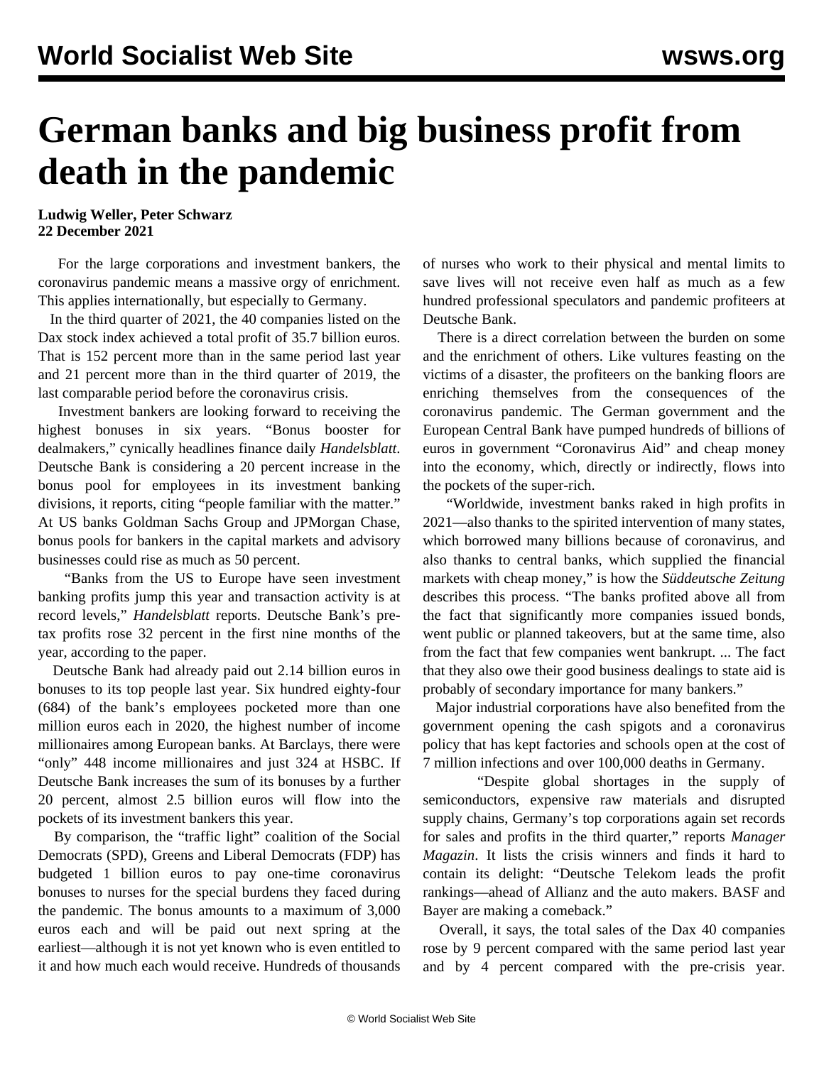# German banks and big business profit from death in the pandemic

**Ludwig Weller, Peter Schwarz**
**22 December 2021**

For the large corporations and investment bankers, the coronavirus pandemic means a massive orgy of enrichment. This applies internationally, but especially to Germany.

In the third quarter of 2021, the 40 companies listed on the Dax stock index achieved a total profit of 35.7 billion euros. That is 152 percent more than in the same period last year and 21 percent more than in the third quarter of 2019, the last comparable period before the coronavirus crisis.

Investment bankers are looking forward to receiving the highest bonuses in six years. "Bonus booster for dealmakers," cynically headlines finance daily *Handelsblatt*. Deutsche Bank is considering a 20 percent increase in the bonus pool for employees in its investment banking divisions, it reports, citing "people familiar with the matter." At US banks Goldman Sachs Group and JPMorgan Chase, bonus pools for bankers in the capital markets and advisory businesses could rise as much as 50 percent.

"Banks from the US to Europe have seen investment banking profits jump this year and transaction activity is at record levels," *Handelsblatt* reports. Deutsche Bank's pre-tax profits rose 32 percent in the first nine months of the year, according to the paper.

Deutsche Bank had already paid out 2.14 billion euros in bonuses to its top people last year. Six hundred eighty-four (684) of the bank's employees pocketed more than one million euros each in 2020, the highest number of income millionaires among European banks. At Barclays, there were "only" 448 income millionaires and just 324 at HSBC. If Deutsche Bank increases the sum of its bonuses by a further 20 percent, almost 2.5 billion euros will flow into the pockets of its investment bankers this year.

By comparison, the "traffic light" coalition of the Social Democrats (SPD), Greens and Liberal Democrats (FDP) has budgeted 1 billion euros to pay one-time coronavirus bonuses to nurses for the special burdens they faced during the pandemic. The bonus amounts to a maximum of 3,000 euros each and will be paid out next spring at the earliest—although it is not yet known who is even entitled to it and how much each would receive. Hundreds of thousands of nurses who work to their physical and mental limits to save lives will not receive even half as much as a few hundred professional speculators and pandemic profiteers at Deutsche Bank.

There is a direct correlation between the burden on some and the enrichment of others. Like vultures feasting on the victims of a disaster, the profiteers on the banking floors are enriching themselves from the consequences of the coronavirus pandemic. The German government and the European Central Bank have pumped hundreds of billions of euros in government "Coronavirus Aid" and cheap money into the economy, which, directly or indirectly, flows into the pockets of the super-rich.

"Worldwide, investment banks raked in high profits in 2021—also thanks to the spirited intervention of many states, which borrowed many billions because of coronavirus, and also thanks to central banks, which supplied the financial markets with cheap money," is how the *Süddeutsche Zeitung* describes this process. "The banks profited above all from the fact that significantly more companies issued bonds, went public or planned takeovers, but at the same time, also from the fact that few companies went bankrupt. ... The fact that they also owe their good business dealings to state aid is probably of secondary importance for many bankers."

Major industrial corporations have also benefited from the government opening the cash spigots and a coronavirus policy that has kept factories and schools open at the cost of 7 million infections and over 100,000 deaths in Germany.

"Despite global shortages in the supply of semiconductors, expensive raw materials and disrupted supply chains, Germany's top corporations again set records for sales and profits in the third quarter," reports *Manager Magazin*. It lists the crisis winners and finds it hard to contain its delight: "Deutsche Telekom leads the profit rankings—ahead of Allianz and the auto makers. BASF and Bayer are making a comeback."

Overall, it says, the total sales of the Dax 40 companies rose by 9 percent compared with the same period last year and by 4 percent compared with the pre-crisis year.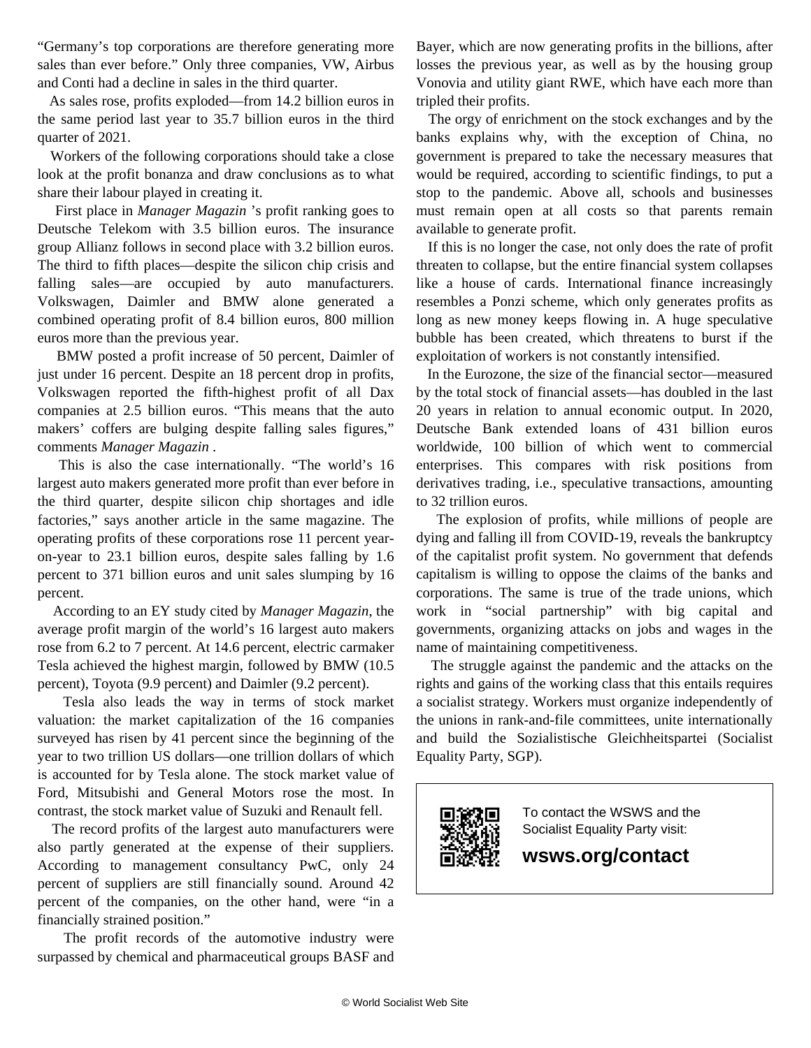"Germany's top corporations are therefore generating more sales than ever before." Only three companies, VW, Airbus and Conti had a decline in sales in the third quarter.

As sales rose, profits exploded—from 14.2 billion euros in the same period last year to 35.7 billion euros in the third quarter of 2021.

Workers of the following corporations should take a close look at the profit bonanza and draw conclusions as to what share their labour played in creating it.

First place in *Manager Magazin* 's profit ranking goes to Deutsche Telekom with 3.5 billion euros. The insurance group Allianz follows in second place with 3.2 billion euros. The third to fifth places—despite the silicon chip crisis and falling sales—are occupied by auto manufacturers. Volkswagen, Daimler and BMW alone generated a combined operating profit of 8.4 billion euros, 800 million euros more than the previous year.

BMW posted a profit increase of 50 percent, Daimler of just under 16 percent. Despite an 18 percent drop in profits, Volkswagen reported the fifth-highest profit of all Dax companies at 2.5 billion euros. "This means that the auto makers' coffers are bulging despite falling sales figures," comments *Manager Magazin* .

This is also the case internationally. "The world's 16 largest auto makers generated more profit than ever before in the third quarter, despite silicon chip shortages and idle factories," says another article in the same magazine. The operating profits of these corporations rose 11 percent year-on-year to 23.1 billion euros, despite sales falling by 1.6 percent to 371 billion euros and unit sales slumping by 16 percent.

According to an EY study cited by *Manager Magazin*, the average profit margin of the world's 16 largest auto makers rose from 6.2 to 7 percent. At 14.6 percent, electric carmaker Tesla achieved the highest margin, followed by BMW (10.5 percent), Toyota (9.9 percent) and Daimler (9.2 percent).

Tesla also leads the way in terms of stock market valuation: the market capitalization of the 16 companies surveyed has risen by 41 percent since the beginning of the year to two trillion US dollars—one trillion dollars of which is accounted for by Tesla alone. The stock market value of Ford, Mitsubishi and General Motors rose the most. In contrast, the stock market value of Suzuki and Renault fell.

The record profits of the largest auto manufacturers were also partly generated at the expense of their suppliers. According to management consultancy PwC, only 24 percent of suppliers are still financially sound. Around 42 percent of the companies, on the other hand, were "in a financially strained position."

The profit records of the automotive industry were surpassed by chemical and pharmaceutical groups BASF and Bayer, which are now generating profits in the billions, after losses the previous year, as well as by the housing group Vonovia and utility giant RWE, which have each more than tripled their profits.

The orgy of enrichment on the stock exchanges and by the banks explains why, with the exception of China, no government is prepared to take the necessary measures that would be required, according to scientific findings, to put a stop to the pandemic. Above all, schools and businesses must remain open at all costs so that parents remain available to generate profit.

If this is no longer the case, not only does the rate of profit threaten to collapse, but the entire financial system collapses like a house of cards. International finance increasingly resembles a Ponzi scheme, which only generates profits as long as new money keeps flowing in. A huge speculative bubble has been created, which threatens to burst if the exploitation of workers is not constantly intensified.

In the Eurozone, the size of the financial sector—measured by the total stock of financial assets—has doubled in the last 20 years in relation to annual economic output. In 2020, Deutsche Bank extended loans of 431 billion euros worldwide, 100 billion of which went to commercial enterprises. This compares with risk positions from derivatives trading, i.e., speculative transactions, amounting to 32 trillion euros.

The explosion of profits, while millions of people are dying and falling ill from COVID-19, reveals the bankruptcy of the capitalist profit system. No government that defends capitalism is willing to oppose the claims of the banks and corporations. The same is true of the trade unions, which work in "social partnership" with big capital and governments, organizing attacks on jobs and wages in the name of maintaining competitiveness.

The struggle against the pandemic and the attacks on the rights and gains of the working class that this entails requires a socialist strategy. Workers must organize independently of the unions in rank-and-file committees, unite internationally and build the Sozialistische Gleichheitspartei (Socialist Equality Party, SGP).

To contact the WSWS and the Socialist Equality Party visit:

**wsws.org/contact**